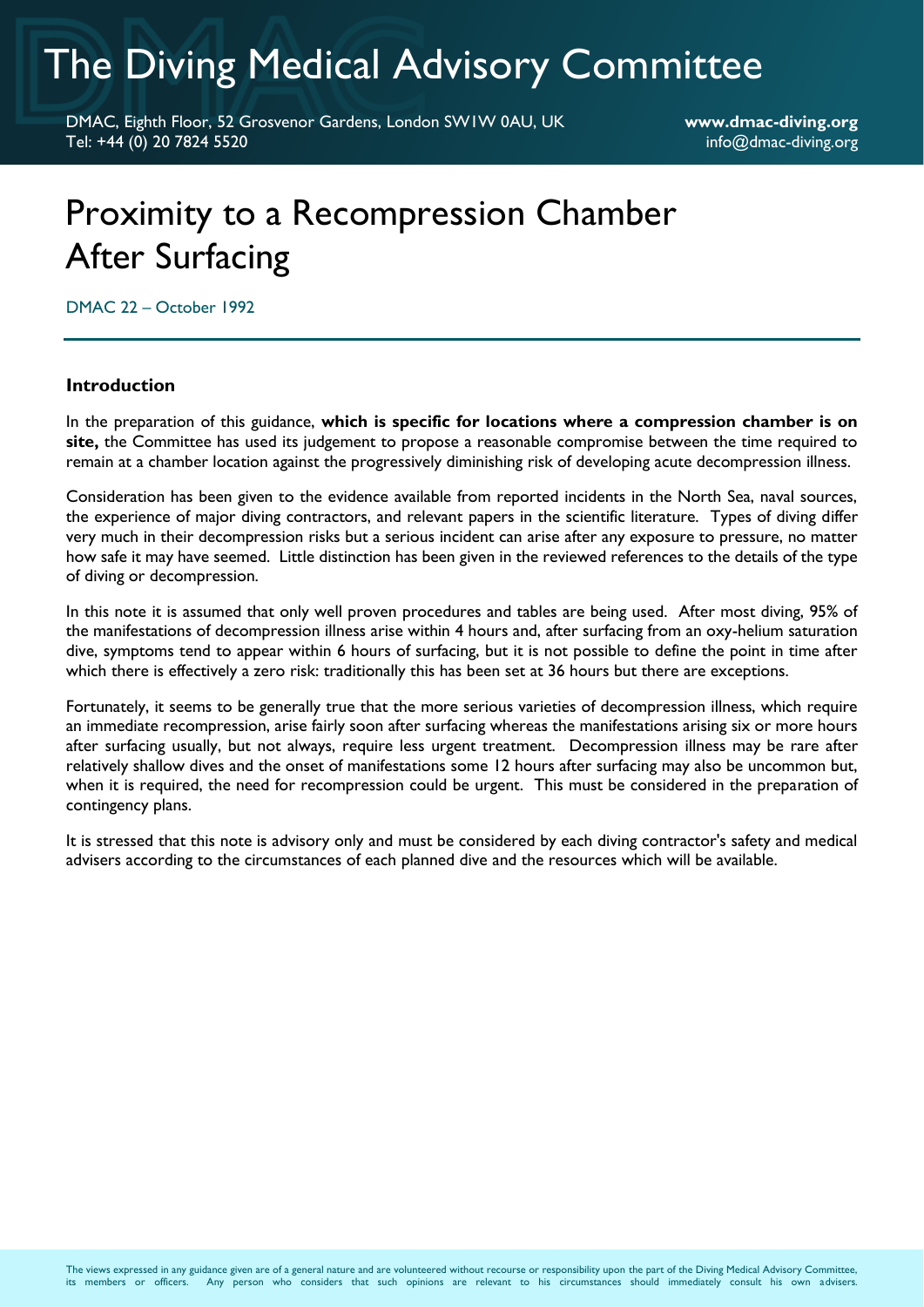# The Diving Medical Advisory Committee

DMAC, Eighth Floor, 52 Grosvenor Gardens, London SW1W 0AU, UK
Tel: +44 (0) 20 7824 5520

**www.dmac-diving.org**
info@dmac-diving.org

# Proximity to a Recompression Chamber After Surfacing

DMAC 22 – October 1992

### Introduction

In the preparation of this guidance, **which is specific for locations where a compression chamber is on site,** the Committee has used its judgement to propose a reasonable compromise between the time required to remain at a chamber location against the progressively diminishing risk of developing acute decompression illness.

Consideration has been given to the evidence available from reported incidents in the North Sea, naval sources, the experience of major diving contractors, and relevant papers in the scientific literature. Types of diving differ very much in their decompression risks but a serious incident can arise after any exposure to pressure, no matter how safe it may have seemed. Little distinction has been given in the reviewed references to the details of the type of diving or decompression.

In this note it is assumed that only well proven procedures and tables are being used. After most diving, 95% of the manifestations of decompression illness arise within 4 hours and, after surfacing from an oxy-helium saturation dive, symptoms tend to appear within 6 hours of surfacing, but it is not possible to define the point in time after which there is effectively a zero risk: traditionally this has been set at 36 hours but there are exceptions.

Fortunately, it seems to be generally true that the more serious varieties of decompression illness, which require an immediate recompression, arise fairly soon after surfacing whereas the manifestations arising six or more hours after surfacing usually, but not always, require less urgent treatment. Decompression illness may be rare after relatively shallow dives and the onset of manifestations some 12 hours after surfacing may also be uncommon but, when it is required, the need for recompression could be urgent. This must be considered in the preparation of contingency plans.

It is stressed that this note is advisory only and must be considered by each diving contractor's safety and medical advisers according to the circumstances of each planned dive and the resources which will be available.

The views expressed in any guidance given are of a general nature and are volunteered without recourse or responsibility upon the part of the Diving Medical Advisory Committee, its members or officers. Any person who considers that such opinions are relevant to his circumstances should immediately consult his own advisers.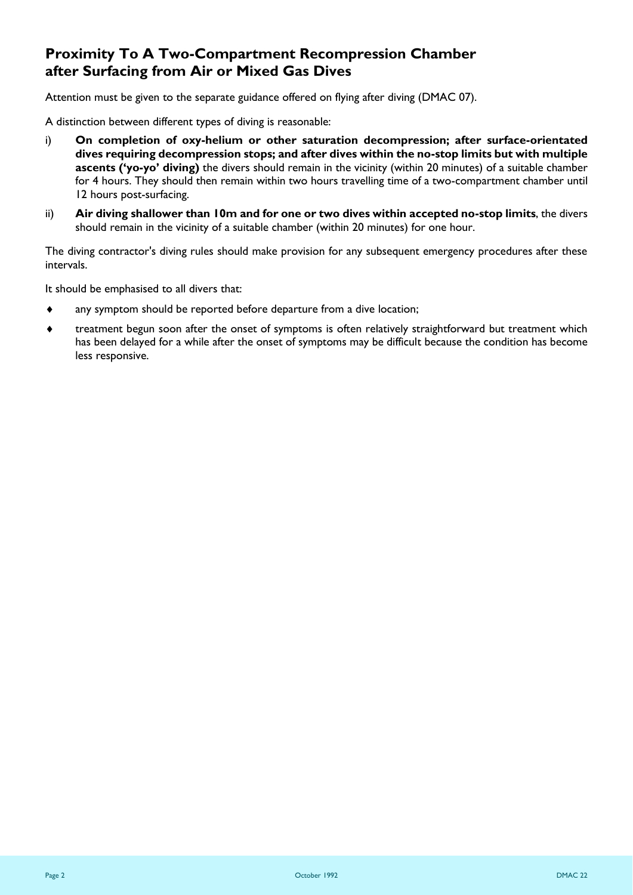## Proximity To A Two-Compartment Recompression Chamber after Surfacing from Air or Mixed Gas Dives

Attention must be given to the separate guidance offered on flying after diving (DMAC 07).

A distinction between different types of diving is reasonable:

i) **On completion of oxy-helium or other saturation decompression; after surface-orientated dives requiring decompression stops; and after dives within the no-stop limits but with multiple ascents ('yo-yo' diving)** the divers should remain in the vicinity (within 20 minutes) of a suitable chamber for 4 hours. They should then remain within two hours travelling time of a two-compartment chamber until 12 hours post-surfacing.

ii) **Air diving shallower than 10m and for one or two dives within accepted no-stop limits**, the divers should remain in the vicinity of a suitable chamber (within 20 minutes) for one hour.

The diving contractor's diving rules should make provision for any subsequent emergency procedures after these intervals.

It should be emphasised to all divers that:

- any symptom should be reported before departure from a dive location;
- treatment begun soon after the onset of symptoms is often relatively straightforward but treatment which has been delayed for a while after the onset of symptoms may be difficult because the condition has become less responsive.